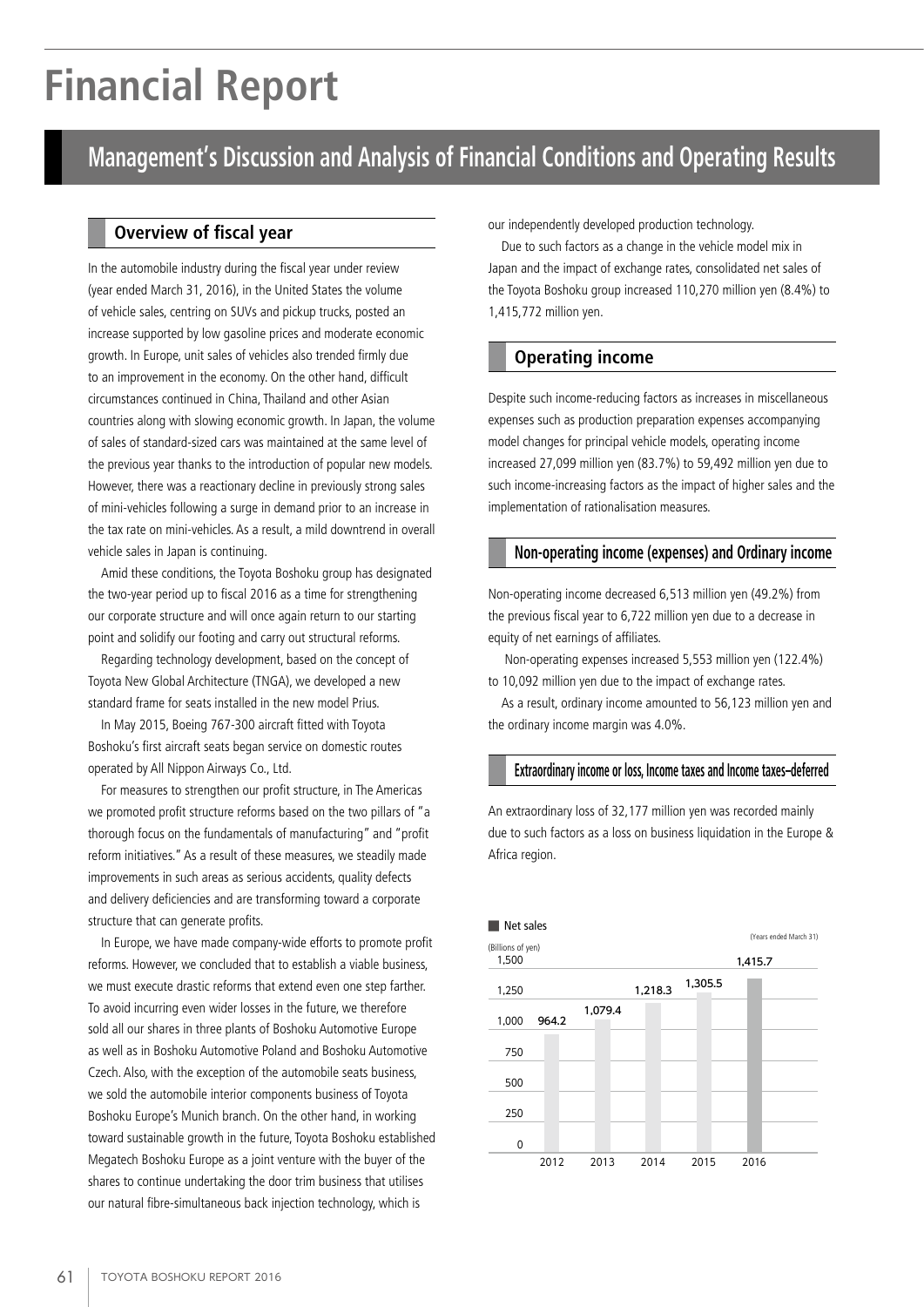# Financial Report

## Management's Discussion and Analysis of Financial Conditions and Operating Results

### Overview of fiscal year

In the automobile industry during the fiscal year under review (year ended March 31, 2016), in the United States the volume of vehicle sales, centring on SUVs and pickup trucks, posted an increase supported by low gasoline prices and moderate economic growth. In Europe, unit sales of vehicles also trended firmly due to an improvement in the economy. On the other hand, difficult circumstances continued in China, Thailand and other Asian countries along with slowing economic growth. In Japan, the volume of sales of standard-sized cars was maintained at the same level of the previous year thanks to the introduction of popular new models. However, there was a reactionary decline in previously strong sales of mini-vehicles following a surge in demand prior to an increase in the tax rate on mini-vehicles. As a result, a mild downtrend in overall vehicle sales in Japan is continuing.

Amid these conditions, the Toyota Boshoku group has designated the two-year period up to fiscal 2016 as a time for strengthening our corporate structure and will once again return to our starting point and solidify our footing and carry out structural reforms.

Regarding technology development, based on the concept of Toyota New Global Architecture (TNGA), we developed a new standard frame for seats installed in the new model Prius.

In May 2015, Boeing 767-300 aircraft fitted with Toyota Boshoku's first aircraft seats began service on domestic routes operated by All Nippon Airways Co., Ltd.

For measures to strengthen our profit structure, in The Americas we promoted profit structure reforms based on the two pillars of "a thorough focus on the fundamentals of manufacturing" and "profit reform initiatives." As a result of these measures, we steadily made improvements in such areas as serious accidents, quality defects and delivery deficiencies and are transforming toward a corporate structure that can generate profits.

In Europe, we have made company-wide efforts to promote profit reforms. However, we concluded that to establish a viable business, we must execute drastic reforms that extend even one step farther. To avoid incurring even wider losses in the future, we therefore sold all our shares in three plants of Boshoku Automotive Europe as well as in Boshoku Automotive Poland and Boshoku Automotive Czech. Also, with the exception of the automobile seats business, we sold the automobile interior components business of Toyota Boshoku Europe's Munich branch. On the other hand, in working toward sustainable growth in the future, Toyota Boshoku established Megatech Boshoku Europe as a joint venture with the buyer of the shares to continue undertaking the door trim business that utilises our natural fibre-simultaneous back injection technology, which is our independently developed production technology.

Due to such factors as a change in the vehicle model mix in Japan and the impact of exchange rates, consolidated net sales of the Toyota Boshoku group increased 110,270 million yen (8.4%) to 1,415,772 million yen.

### Operating income

Despite such income-reducing factors as increases in miscellaneous expenses such as production preparation expenses accompanying model changes for principal vehicle models, operating income increased 27,099 million yen (83.7%) to 59,492 million yen due to such income-increasing factors as the impact of higher sales and the implementation of rationalisation measures.

### Non-operating income (expenses) and Ordinary income

Non-operating income decreased 6,513 million yen (49.2%) from the previous fiscal year to 6,722 million yen due to a decrease in equity of net earnings of affiliates.

Non-operating expenses increased 5,553 million yen (122.4%) to 10,092 million yen due to the impact of exchange rates.

As a result, ordinary income amounted to 56,123 million yen and the ordinary income margin was 4.0%.

### Extraordinary income or loss, Income taxes and Income taxes–deferred

An extraordinary loss of 32,177 million yen was recorded mainly due to such factors as a loss on business liquidation in the Europe & Africa region.

■ Net sales

(Billions of yen) (Years ended March 31)

| Year | Net sales |
|---|---|
| 2012 | 964.2 |
| 2013 | 1,079.4 |
| 2014 | 1,218.3 |
| 2015 | 1,305.5 |
| 2016 | 1,415.7 |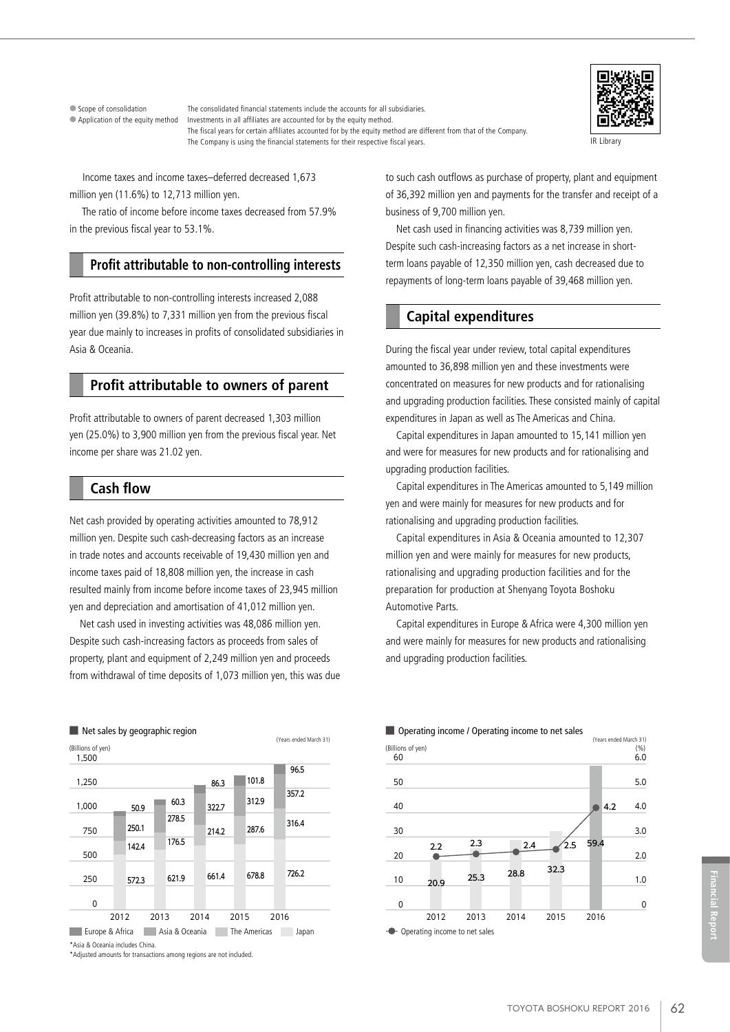| | |
|---|---|
| ● Scope of consolidation | The consolidated financial statements include the accounts for all subsidiaries. |
| ● Application of the equity method | Investments in all affiliates are accounted for by the equity method. The fiscal years for certain affiliates accounted for by the equity method are different from that of the Company. The Company is using the financial statements for their respective fiscal years. |

IR Library

Income taxes and income taxes–deferred decreased 1,673 million yen (11.6%) to 12,713 million yen.

The ratio of income before income taxes decreased from 57.9% in the previous fiscal year to 53.1%.

## Profit attributable to non-controlling interests

Profit attributable to non-controlling interests increased 2,088 million yen (39.8%) to 7,331 million yen from the previous fiscal year due mainly to increases in profits of consolidated subsidiaries in Asia & Oceania.

## Profit attributable to owners of parent

Profit attributable to owners of parent decreased 1,303 million yen (25.0%) to 3,900 million yen from the previous fiscal year. Net income per share was 21.02 yen.

## Cash flow

Net cash provided by operating activities amounted to 78,912 million yen. Despite such cash-decreasing factors as an increase in trade notes and accounts receivable of 19,430 million yen and income taxes paid of 18,808 million yen, the increase in cash resulted mainly from income before income taxes of 23,945 million yen and depreciation and amortisation of 41,012 million yen.

Net cash used in investing activities was 48,086 million yen. Despite such cash-increasing factors as proceeds from sales of property, plant and equipment of 2,249 million yen and proceeds from withdrawal of time deposits of 1,073 million yen, this was due to such cash outflows as purchase of property, plant and equipment of 36,392 million yen and payments for the transfer and receipt of a business of 9,700 million yen.

Net cash used in financing activities was 8,739 million yen. Despite such cash-increasing factors as a net increase in short-term loans payable of 12,350 million yen, cash decreased due to repayments of long-term loans payable of 39,468 million yen.

## Capital expenditures

During the fiscal year under review, total capital expenditures amounted to 36,898 million yen and these investments were concentrated on measures for new products and for rationalising and upgrading production facilities. These consisted mainly of capital expenditures in Japan as well as The Americas and China.

Capital expenditures in Japan amounted to 15,141 million yen and were for measures for new products and for rationalising and upgrading production facilities.

Capital expenditures in The Americas amounted to 5,149 million yen and were mainly for measures for new products and for rationalising and upgrading production facilities.

Capital expenditures in Asia & Oceania amounted to 12,307 million yen and were mainly for measures for new products, rationalising and upgrading production facilities and for the preparation for production at Shenyang Toyota Boshoku Automotive Parts.

Capital expenditures in Europe & Africa were 4,300 million yen and were mainly for measures for new products and rationalising and upgrading production facilities.

■ Net sales by geographic region

(Billions of yen) (Years ended March 31)

| | 2012 | 2013 | 2014 | 2015 | 2016 |
|---|---|---|---|---|---|
| Europe & Africa | 50.9 | 60.3 | 86.3 | 101.8 | 96.5 |
| Asia & Oceania | 250.1 | 278.5 | 322.7 | 312.9 | 357.2 |
| The Americas | 142.4 | 176.5 | 214.2 | 287.6 | 316.4 |
| Japan | 572.3 | 621.9 | 661.4 | 678.8 | 726.2 |

*Asia & Oceania includes China.
*Adjusted amounts for transactions among regions are not included.

■ Operating income / Operating income to net sales

(Years ended March 31)

| | 2012 | 2013 | 2014 | 2015 | 2016 |
|---|---|---|---|---|---|
| Operating income (Billions of yen) | 20.9 | 25.3 | 28.8 | 32.3 | 59.4 |
| Operating income to net sales (%) | 2.2 | 2.3 | 2.4 | 2.5 | 4.2 |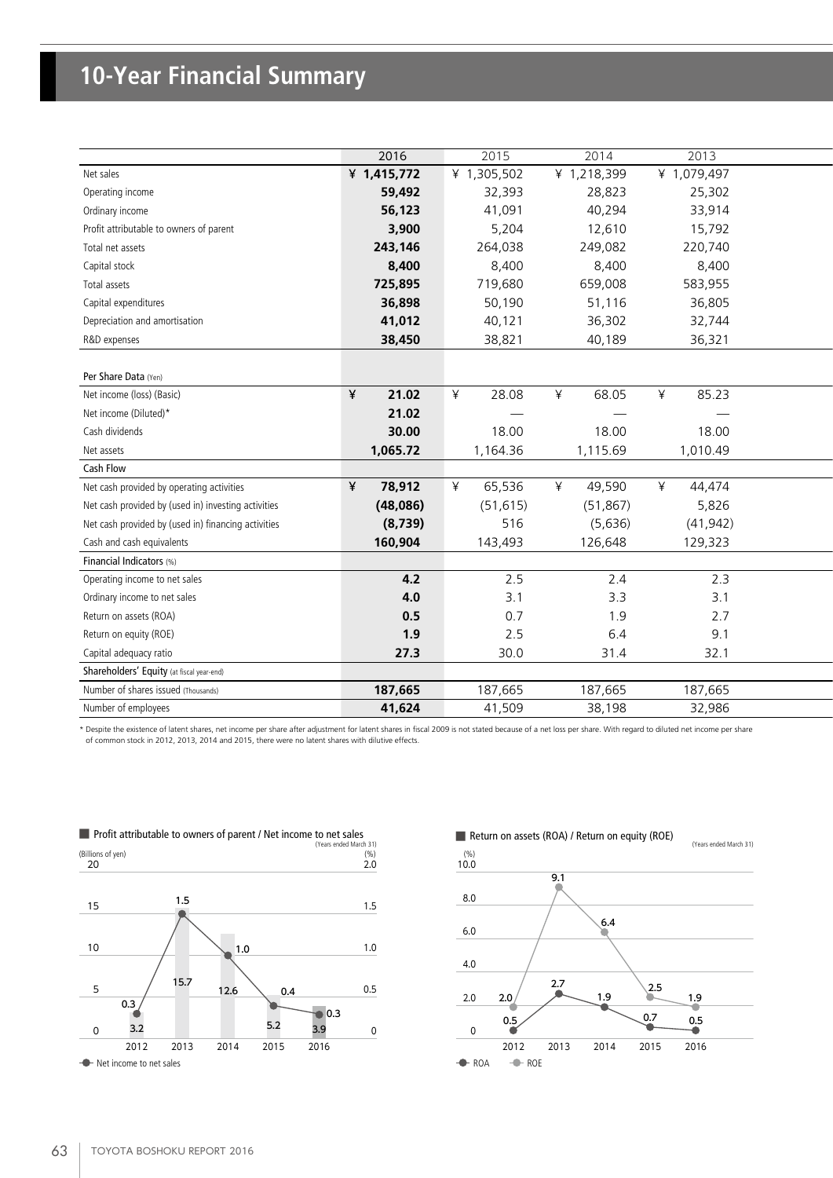# 10-Year Financial Summary

| | 2016 | 2015 | 2014 | 2013 |
|---|---|---|---|---|
| Net sales | **¥ 1,415,772** | ¥ 1,305,502 | ¥ 1,218,399 | ¥ 1,079,497 |
| Operating income | **59,492** | 32,393 | 28,823 | 25,302 |
| Ordinary income | **56,123** | 41,091 | 40,294 | 33,914 |
| Profit attributable to owners of parent | **3,900** | 5,204 | 12,610 | 15,792 |
| Total net assets | **243,146** | 264,038 | 249,082 | 220,740 |
| Capital stock | **8,400** | 8,400 | 8,400 | 8,400 |
| Total assets | **725,895** | 719,680 | 659,008 | 583,955 |
| Capital expenditures | **36,898** | 50,190 | 51,116 | 36,805 |
| Depreciation and amortisation | **41,012** | 40,121 | 36,302 | 32,744 |
| R&D expenses | **38,450** | 38,821 | 40,189 | 36,321 |
| **Per Share Data** (Yen) | | | | |
| Net income (loss) (Basic) | **¥ 21.02** | ¥ 28.08 | ¥ 68.05 | ¥ 85.23 |
| Net income (Diluted)* | **21.02** | — | — | — |
| Cash dividends | **30.00** | 18.00 | 18.00 | 18.00 |
| Net assets | **1,065.72** | 1,164.36 | 1,115.69 | 1,010.49 |
| **Cash Flow** | | | | |
| Net cash provided by operating activities | **¥ 78,912** | ¥ 65,536 | ¥ 49,590 | ¥ 44,474 |
| Net cash provided by (used in) investing activities | **(48,086)** | (51,615) | (51,867) | 5,826 |
| Net cash provided by (used in) financing activities | **(8,739)** | 516 | (5,636) | (41,942) |
| Cash and cash equivalents | **160,904** | 143,493 | 126,648 | 129,323 |
| **Financial Indicators** (%) | | | | |
| Operating income to net sales | **4.2** | 2.5 | 2.4 | 2.3 |
| Ordinary income to net sales | **4.0** | 3.1 | 3.3 | 3.1 |
| Return on assets (ROA) | **0.5** | 0.7 | 1.9 | 2.7 |
| Return on equity (ROE) | **1.9** | 2.5 | 6.4 | 9.1 |
| Capital adequacy ratio | **27.3** | 30.0 | 31.4 | 32.1 |
| **Shareholders' Equity** (at fiscal year-end) | | | | |
| Number of shares issued (Thousands) | **187,665** | 187,665 | 187,665 | 187,665 |
| Number of employees | **41,624** | 41,509 | 38,198 | 32,986 |

\* Despite the existence of latent shares, net income per share after adjustment for latent shares in fiscal 2009 is not stated because of a net loss per share. With regard to diluted net income per share of common stock in 2012, 2013, 2014 and 2015, there were no latent shares with dilutive effects.

■ Profit attributable to owners of parent / Net income to net sales (Years ended March 31)

| | 2012 | 2013 | 2014 | 2015 | 2016 |
|---|---|---|---|---|---|
| Profit attributable to owners of parent (Billions of yen) | 3.2 | 15.7 | 12.6 | 5.2 | 3.9 |
| Net income to net sales (%) | 0.3 | 1.5 | 1.0 | 0.4 | 0.3 |

■ Return on assets (ROA) / Return on equity (ROE) (Years ended March 31)

| (%) | 2012 | 2013 | 2014 | 2015 | 2016 |
|---|---|---|---|---|---|
| ROA | 0.5 | 2.7 | 1.9 | 0.7 | 0.5 |
| ROE | 2.0 | 9.1 | 6.4 | 2.5 | 1.9 |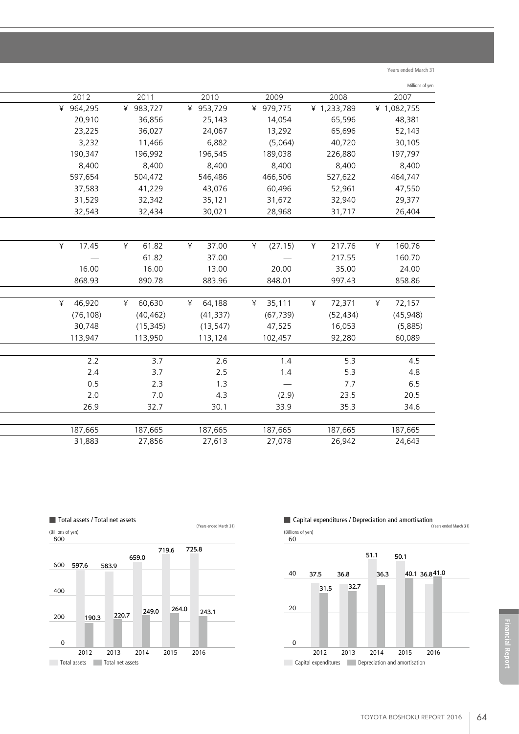Years ended March 31

Millions of yen

| 2012 | 2011 | 2010 | 2009 | 2008 | 2007 |
|---|---|---|---|---|---|
| ¥ 964,295 | ¥ 983,727 | ¥ 953,729 | ¥ 979,775 | ¥ 1,233,789 | ¥ 1,082,755 |
| 20,910 | 36,856 | 25,143 | 14,054 | 65,596 | 48,381 |
| 23,225 | 36,027 | 24,067 | 13,292 | 65,696 | 52,143 |
| 3,232 | 11,466 | 6,882 | (5,064) | 40,720 | 30,105 |
| 190,347 | 196,992 | 196,545 | 189,038 | 226,880 | 197,797 |
| 8,400 | 8,400 | 8,400 | 8,400 | 8,400 | 8,400 |
| 597,654 | 504,472 | 546,486 | 466,506 | 527,622 | 464,747 |
| 37,583 | 41,229 | 43,076 | 60,496 | 52,961 | 47,550 |
| 31,529 | 32,342 | 35,121 | 31,672 | 32,940 | 29,377 |
| 32,543 | 32,434 | 30,021 | 28,968 | 31,717 | 26,404 |
| | | | | | |
| ¥ 17.45 | ¥ 61.82 | ¥ 37.00 | ¥ (27.15) | ¥ 217.76 | ¥ 160.76 |
| — | 61.82 | 37.00 | — | 217.55 | 160.70 |
| 16.00 | 16.00 | 13.00 | 20.00 | 35.00 | 24.00 |
| 868.93 | 890.78 | 883.96 | 848.01 | 997.43 | 858.86 |
| | | | | | |
| ¥ 46,920 | ¥ 60,630 | ¥ 64,188 | ¥ 35,111 | ¥ 72,371 | ¥ 72,157 |
| (76,108) | (40,462) | (41,337) | (67,739) | (52,434) | (45,948) |
| 30,748 | (15,345) | (13,547) | 47,525 | 16,053 | (5,885) |
| 113,947 | 113,950 | 113,124 | 102,457 | 92,280 | 60,089 |
| | | | | | |
| 2.2 | 3.7 | 2.6 | 1.4 | 5.3 | 4.5 |
| 2.4 | 3.7 | 2.5 | 1.4 | 5.3 | 4.8 |
| 0.5 | 2.3 | 1.3 | — | 7.7 | 6.5 |
| 2.0 | 7.0 | 4.3 | (2.9) | 23.5 | 20.5 |
| 26.9 | 32.7 | 30.1 | 33.9 | 35.3 | 34.6 |
| | | | | | |
| 187,665 | 187,665 | 187,665 | 187,665 | 187,665 | 187,665 |
| 31,883 | 27,856 | 27,613 | 27,078 | 26,942 | 24,643 |

■ Total assets / Total net assets

(Years ended March 31)

(Billions of yen)

800
600
400
200
0

597.6 190.3
583.9 220.7
659.0 249.0
719.6 264.0
725.8 243.1

2012 2013 2014 2015 2016

Total assets Total net assets

■ Capital expenditures / Depreciation and amortisation

(Years ended March 31)

(Billions of yen)

60
40
20
0

37.5 31.5
36.8 32.7
51.1 36.3
50.1 40.1
36.8 41.0

2012 2013 2014 2015 2016

Capital expenditures Depreciation and amortisation